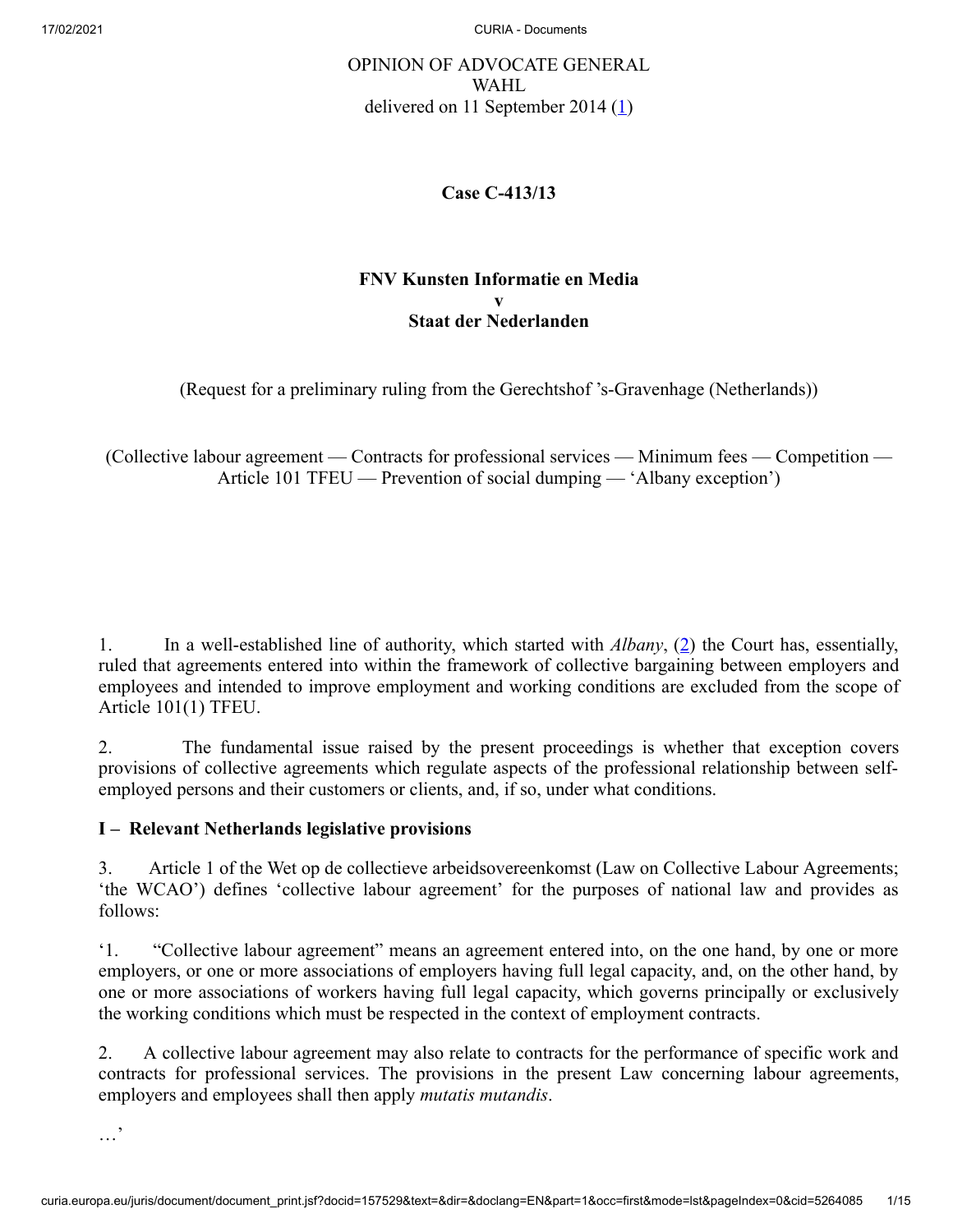OPINION OF ADVOCATE GENERAL
WAHL
delivered on 11 September 2014 (1)

**Case C‑413/13**

**FNV Kunsten Informatie en Media**
**v**
**Staat der Nederlanden**

(Request for a preliminary ruling from the Gerechtshof 's-Gravenhage (Netherlands))

(Collective labour agreement — Contracts for professional services — Minimum fees — Competition — Article 101 TFEU — Prevention of social dumping — 'Albany exception')

1. In a well-established line of authority, which started with *Albany*, (2) the Court has, essentially, ruled that agreements entered into within the framework of collective bargaining between employers and employees and intended to improve employment and working conditions are excluded from the scope of Article 101(1) TFEU.

2. The fundamental issue raised by the present proceedings is whether that exception covers provisions of collective agreements which regulate aspects of the professional relationship between self-employed persons and their customers or clients, and, if so, under what conditions.

**I – Relevant Netherlands legislative provisions**

3. Article 1 of the Wet op de collectieve arbeidsovereenkomst (Law on Collective Labour Agreements; 'the WCAO') defines 'collective labour agreement' for the purposes of national law and provides as follows:

'1. "Collective labour agreement" means an agreement entered into, on the one hand, by one or more employers, or one or more associations of employers having full legal capacity, and, on the other hand, by one or more associations of workers having full legal capacity, which governs principally or exclusively the working conditions which must be respected in the context of employment contracts.

2. A collective labour agreement may also relate to contracts for the performance of specific work and contracts for professional services. The provisions in the present Law concerning labour agreements, employers and employees shall then apply *mutatis mutandis*.

…'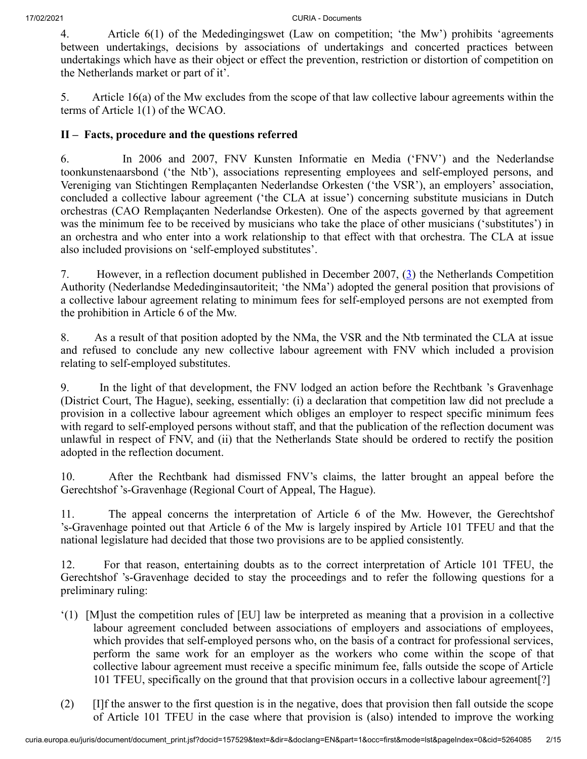4. Article 6(1) of the Mededingingswet (Law on competition; 'the Mw') prohibits 'agreements between undertakings, decisions by associations of undertakings and concerted practices between undertakings which have as their object or effect the prevention, restriction or distortion of competition on the Netherlands market or part of it'.

5. Article 16(a) of the Mw excludes from the scope of that law collective labour agreements within the terms of Article 1(1) of the WCAO.

## II – Facts, procedure and the questions referred

6. In 2006 and 2007, FNV Kunsten Informatie en Media ('FNV') and the Nederlandse toonkunstenaarsbond ('the Ntb'), associations representing employees and self-employed persons, and Vereniging van Stichtingen Remplaçanten Nederlandse Orkesten ('the VSR'), an employers' association, concluded a collective labour agreement ('the CLA at issue') concerning substitute musicians in Dutch orchestras (CAO Remplaçanten Nederlandse Orkesten). One of the aspects governed by that agreement was the minimum fee to be received by musicians who take the place of other musicians ('substitutes') in an orchestra and who enter into a work relationship to that effect with that orchestra. The CLA at issue also included provisions on 'self-employed substitutes'.

7. However, in a reflection document published in December 2007, (3) the Netherlands Competition Authority (Nederlandse Mededinginsautoriteit; 'the NMa') adopted the general position that provisions of a collective labour agreement relating to minimum fees for self-employed persons are not exempted from the prohibition in Article 6 of the Mw.

8. As a result of that position adopted by the NMa, the VSR and the Ntb terminated the CLA at issue and refused to conclude any new collective labour agreement with FNV which included a provision relating to self-employed substitutes.

9. In the light of that development, the FNV lodged an action before the Rechtbank 's Gravenhage (District Court, The Hague), seeking, essentially: (i) a declaration that competition law did not preclude a provision in a collective labour agreement which obliges an employer to respect specific minimum fees with regard to self-employed persons without staff, and that the publication of the reflection document was unlawful in respect of FNV, and (ii) that the Netherlands State should be ordered to rectify the position adopted in the reflection document.

10. After the Rechtbank had dismissed FNV's claims, the latter brought an appeal before the Gerechtshof 's-Gravenhage (Regional Court of Appeal, The Hague).

11. The appeal concerns the interpretation of Article 6 of the Mw. However, the Gerechtshof 's-Gravenhage pointed out that Article 6 of the Mw is largely inspired by Article 101 TFEU and that the national legislature had decided that those two provisions are to be applied consistently.

12. For that reason, entertaining doubts as to the correct interpretation of Article 101 TFEU, the Gerechtshof 's-Gravenhage decided to stay the proceedings and to refer the following questions for a preliminary ruling:

'(1) [M]ust the competition rules of [EU] law be interpreted as meaning that a provision in a collective labour agreement concluded between associations of employers and associations of employees, which provides that self-employed persons who, on the basis of a contract for professional services, perform the same work for an employer as the workers who come within the scope of that collective labour agreement must receive a specific minimum fee, falls outside the scope of Article 101 TFEU, specifically on the ground that that provision occurs in a collective labour agreement[?]

(2) [I]f the answer to the first question is in the negative, does that provision then fall outside the scope of Article 101 TFEU in the case where that provision is (also) intended to improve the working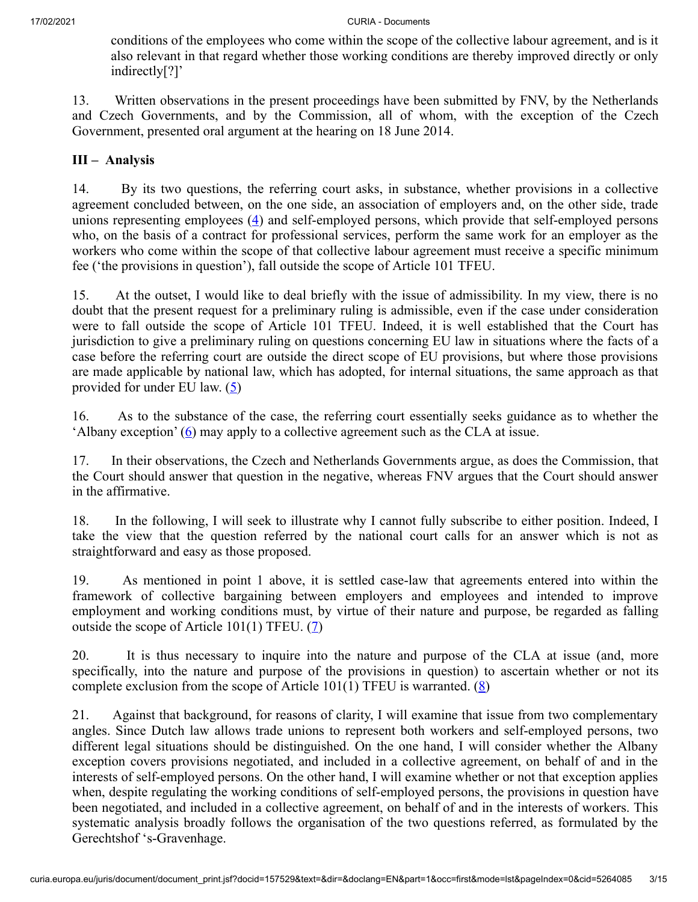conditions of the employees who come within the scope of the collective labour agreement, and is it also relevant in that regard whether those working conditions are thereby improved directly or only indirectly[?]'

13. Written observations in the present proceedings have been submitted by FNV, by the Netherlands and Czech Governments, and by the Commission, all of whom, with the exception of the Czech Government, presented oral argument at the hearing on 18 June 2014.

## III – Analysis

14. By its two questions, the referring court asks, in substance, whether provisions in a collective agreement concluded between, on the one side, an association of employers and, on the other side, trade unions representing employees (4) and self-employed persons, which provide that self-employed persons who, on the basis of a contract for professional services, perform the same work for an employer as the workers who come within the scope of that collective labour agreement must receive a specific minimum fee ('the provisions in question'), fall outside the scope of Article 101 TFEU.

15. At the outset, I would like to deal briefly with the issue of admissibility. In my view, there is no doubt that the present request for a preliminary ruling is admissible, even if the case under consideration were to fall outside the scope of Article 101 TFEU. Indeed, it is well established that the Court has jurisdiction to give a preliminary ruling on questions concerning EU law in situations where the facts of a case before the referring court are outside the direct scope of EU provisions, but where those provisions are made applicable by national law, which has adopted, for internal situations, the same approach as that provided for under EU law. (5)

16. As to the substance of the case, the referring court essentially seeks guidance as to whether the 'Albany exception' (6) may apply to a collective agreement such as the CLA at issue.

17. In their observations, the Czech and Netherlands Governments argue, as does the Commission, that the Court should answer that question in the negative, whereas FNV argues that the Court should answer in the affirmative.

18. In the following, I will seek to illustrate why I cannot fully subscribe to either position. Indeed, I take the view that the question referred by the national court calls for an answer which is not as straightforward and easy as those proposed.

19. As mentioned in point 1 above, it is settled case-law that agreements entered into within the framework of collective bargaining between employers and employees and intended to improve employment and working conditions must, by virtue of their nature and purpose, be regarded as falling outside the scope of Article 101(1) TFEU. (7)

20. It is thus necessary to inquire into the nature and purpose of the CLA at issue (and, more specifically, into the nature and purpose of the provisions in question) to ascertain whether or not its complete exclusion from the scope of Article 101(1) TFEU is warranted. (8)

21. Against that background, for reasons of clarity, I will examine that issue from two complementary angles. Since Dutch law allows trade unions to represent both workers and self-employed persons, two different legal situations should be distinguished. On the one hand, I will consider whether the Albany exception covers provisions negotiated, and included in a collective agreement, on behalf of and in the interests of self-employed persons. On the other hand, I will examine whether or not that exception applies when, despite regulating the working conditions of self-employed persons, the provisions in question have been negotiated, and included in a collective agreement, on behalf of and in the interests of workers. This systematic analysis broadly follows the organisation of the two questions referred, as formulated by the Gerechtshof 's-Gravenhage.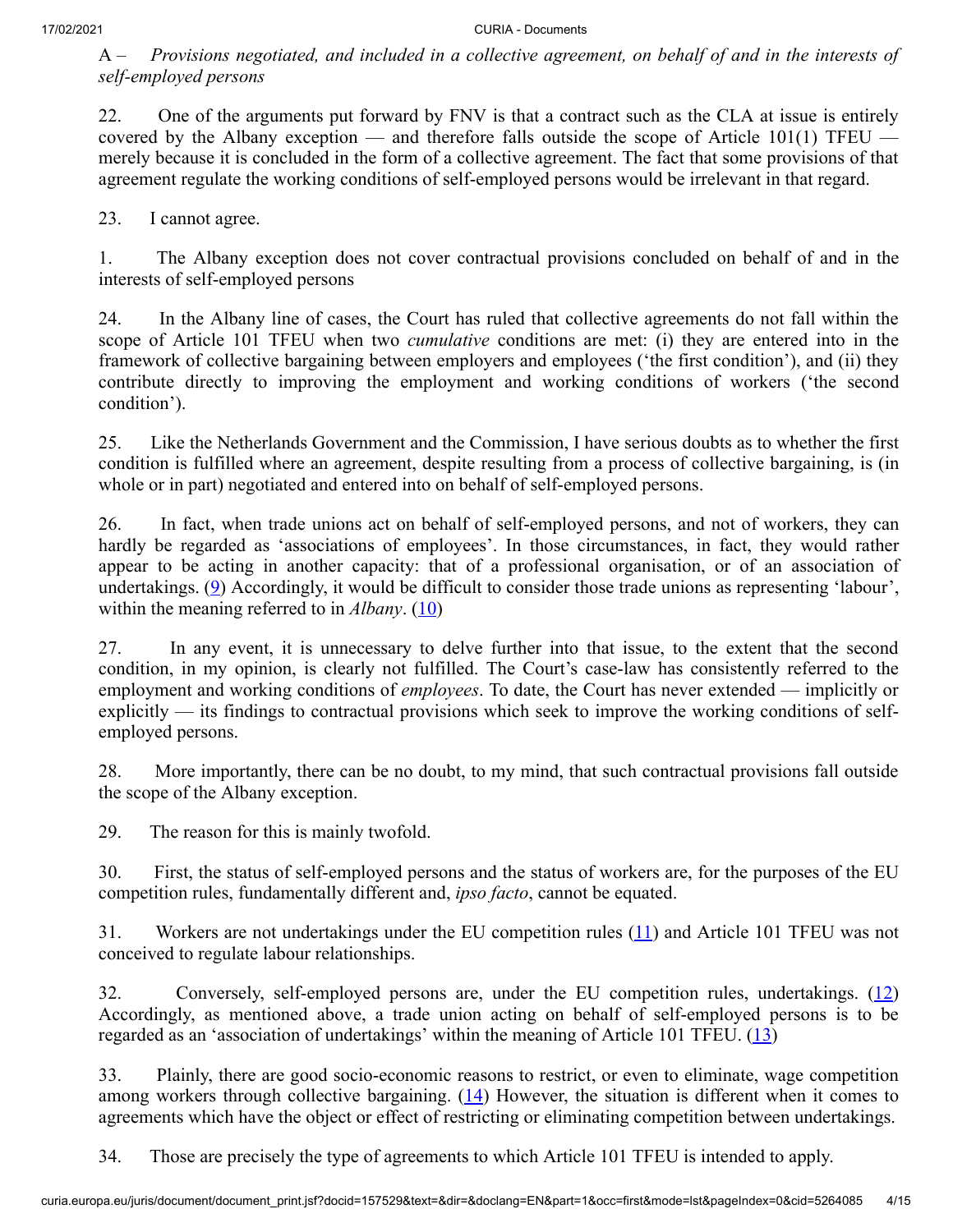A – *Provisions negotiated, and included in a collective agreement, on behalf of and in the interests of self-employed persons*

22. One of the arguments put forward by FNV is that a contract such as the CLA at issue is entirely covered by the Albany exception — and therefore falls outside the scope of Article 101(1) TFEU — merely because it is concluded in the form of a collective agreement. The fact that some provisions of that agreement regulate the working conditions of self-employed persons would be irrelevant in that regard.

23. I cannot agree.

1. The Albany exception does not cover contractual provisions concluded on behalf of and in the interests of self-employed persons

24. In the Albany line of cases, the Court has ruled that collective agreements do not fall within the scope of Article 101 TFEU when two *cumulative* conditions are met: (i) they are entered into in the framework of collective bargaining between employers and employees ('the first condition'), and (ii) they contribute directly to improving the employment and working conditions of workers ('the second condition').

25. Like the Netherlands Government and the Commission, I have serious doubts as to whether the first condition is fulfilled where an agreement, despite resulting from a process of collective bargaining, is (in whole or in part) negotiated and entered into on behalf of self-employed persons.

26. In fact, when trade unions act on behalf of self-employed persons, and not of workers, they can hardly be regarded as 'associations of employees'. In those circumstances, in fact, they would rather appear to be acting in another capacity: that of a professional organisation, or of an association of undertakings. (9) Accordingly, it would be difficult to consider those trade unions as representing 'labour', within the meaning referred to in *Albany*. (10)

27. In any event, it is unnecessary to delve further into that issue, to the extent that the second condition, in my opinion, is clearly not fulfilled. The Court's case-law has consistently referred to the employment and working conditions of *employees*. To date, the Court has never extended — implicitly or explicitly — its findings to contractual provisions which seek to improve the working conditions of self-employed persons.

28. More importantly, there can be no doubt, to my mind, that such contractual provisions fall outside the scope of the Albany exception.

29. The reason for this is mainly twofold.

30. First, the status of self-employed persons and the status of workers are, for the purposes of the EU competition rules, fundamentally different and, *ipso facto*, cannot be equated.

31. Workers are not undertakings under the EU competition rules (11) and Article 101 TFEU was not conceived to regulate labour relationships.

32. Conversely, self-employed persons are, under the EU competition rules, undertakings. (12) Accordingly, as mentioned above, a trade union acting on behalf of self-employed persons is to be regarded as an 'association of undertakings' within the meaning of Article 101 TFEU. (13)

33. Plainly, there are good socio-economic reasons to restrict, or even to eliminate, wage competition among workers through collective bargaining. (14) However, the situation is different when it comes to agreements which have the object or effect of restricting or eliminating competition between undertakings.

34. Those are precisely the type of agreements to which Article 101 TFEU is intended to apply.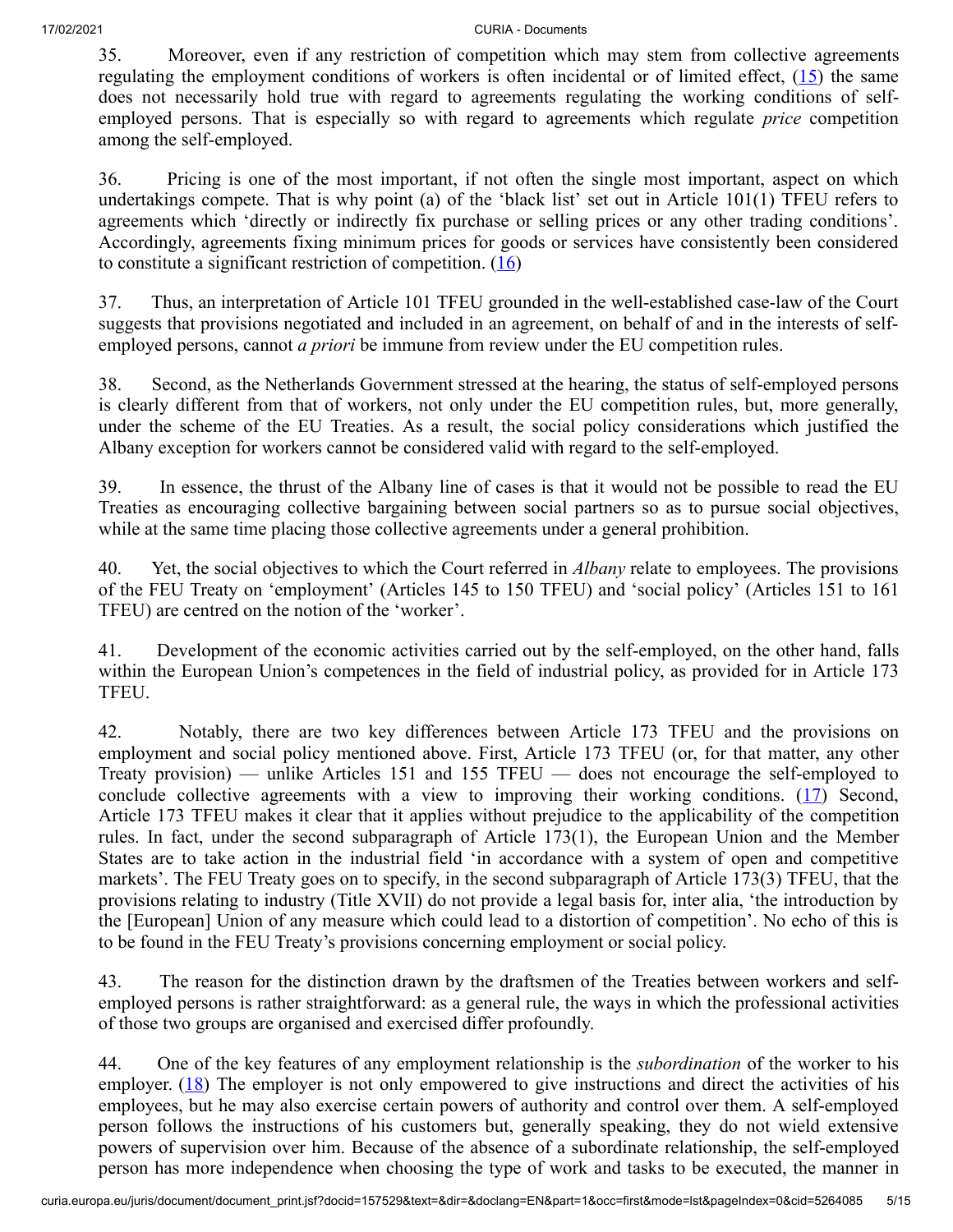35. Moreover, even if any restriction of competition which may stem from collective agreements regulating the employment conditions of workers is often incidental or of limited effect, (15) the same does not necessarily hold true with regard to agreements regulating the working conditions of self-employed persons. That is especially so with regard to agreements which regulate *price* competition among the self-employed.

36. Pricing is one of the most important, if not often the single most important, aspect on which undertakings compete. That is why point (a) of the 'black list' set out in Article 101(1) TFEU refers to agreements which 'directly or indirectly fix purchase or selling prices or any other trading conditions'. Accordingly, agreements fixing minimum prices for goods or services have consistently been considered to constitute a significant restriction of competition. (16)

37. Thus, an interpretation of Article 101 TFEU grounded in the well-established case-law of the Court suggests that provisions negotiated and included in an agreement, on behalf of and in the interests of self-employed persons, cannot *a priori* be immune from review under the EU competition rules.

38. Second, as the Netherlands Government stressed at the hearing, the status of self-employed persons is clearly different from that of workers, not only under the EU competition rules, but, more generally, under the scheme of the EU Treaties. As a result, the social policy considerations which justified the Albany exception for workers cannot be considered valid with regard to the self-employed.

39. In essence, the thrust of the Albany line of cases is that it would not be possible to read the EU Treaties as encouraging collective bargaining between social partners so as to pursue social objectives, while at the same time placing those collective agreements under a general prohibition.

40. Yet, the social objectives to which the Court referred in *Albany* relate to employees. The provisions of the FEU Treaty on 'employment' (Articles 145 to 150 TFEU) and 'social policy' (Articles 151 to 161 TFEU) are centred on the notion of the 'worker'.

41. Development of the economic activities carried out by the self-employed, on the other hand, falls within the European Union's competences in the field of industrial policy, as provided for in Article 173 TFEU.

42. Notably, there are two key differences between Article 173 TFEU and the provisions on employment and social policy mentioned above. First, Article 173 TFEU (or, for that matter, any other Treaty provision) — unlike Articles 151 and 155 TFEU — does not encourage the self-employed to conclude collective agreements with a view to improving their working conditions. (17) Second, Article 173 TFEU makes it clear that it applies without prejudice to the applicability of the competition rules. In fact, under the second subparagraph of Article 173(1), the European Union and the Member States are to take action in the industrial field 'in accordance with a system of open and competitive markets'. The FEU Treaty goes on to specify, in the second subparagraph of Article 173(3) TFEU, that the provisions relating to industry (Title XVII) do not provide a legal basis for, inter alia, 'the introduction by the [European] Union of any measure which could lead to a distortion of competition'. No echo of this is to be found in the FEU Treaty's provisions concerning employment or social policy.

43. The reason for the distinction drawn by the draftsmen of the Treaties between workers and self-employed persons is rather straightforward: as a general rule, the ways in which the professional activities of those two groups are organised and exercised differ profoundly.

44. One of the key features of any employment relationship is the *subordination* of the worker to his employer. (18) The employer is not only empowered to give instructions and direct the activities of his employees, but he may also exercise certain powers of authority and control over them. A self-employed person follows the instructions of his customers but, generally speaking, they do not wield extensive powers of supervision over him. Because of the absence of a subordinate relationship, the self-employed person has more independence when choosing the type of work and tasks to be executed, the manner in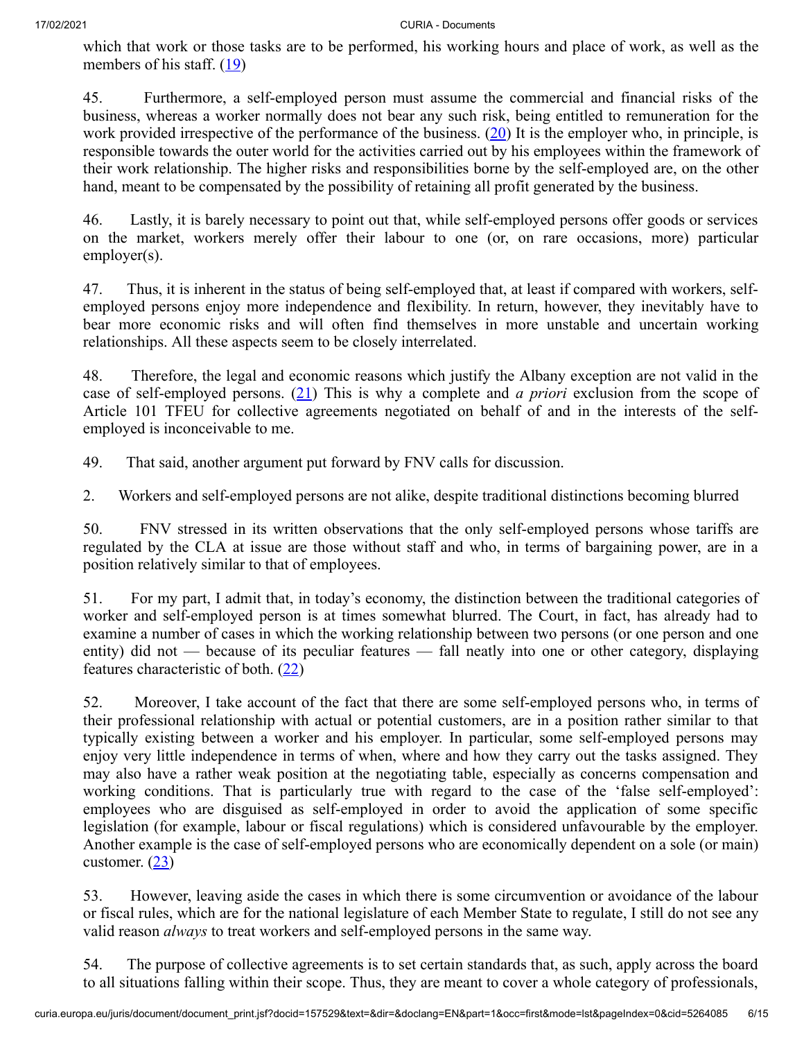which that work or those tasks are to be performed, his working hours and place of work, as well as the members of his staff. (19)

45. Furthermore, a self-employed person must assume the commercial and financial risks of the business, whereas a worker normally does not bear any such risk, being entitled to remuneration for the work provided irrespective of the performance of the business. (20) It is the employer who, in principle, is responsible towards the outer world for the activities carried out by his employees within the framework of their work relationship. The higher risks and responsibilities borne by the self-employed are, on the other hand, meant to be compensated by the possibility of retaining all profit generated by the business.

46. Lastly, it is barely necessary to point out that, while self-employed persons offer goods or services on the market, workers merely offer their labour to one (or, on rare occasions, more) particular employer(s).

47. Thus, it is inherent in the status of being self-employed that, at least if compared with workers, self-employed persons enjoy more independence and flexibility. In return, however, they inevitably have to bear more economic risks and will often find themselves in more unstable and uncertain working relationships. All these aspects seem to be closely interrelated.

48. Therefore, the legal and economic reasons which justify the Albany exception are not valid in the case of self-employed persons. (21) This is why a complete and *a priori* exclusion from the scope of Article 101 TFEU for collective agreements negotiated on behalf of and in the interests of the self-employed is inconceivable to me.

49. That said, another argument put forward by FNV calls for discussion.

2. Workers and self-employed persons are not alike, despite traditional distinctions becoming blurred

50. FNV stressed in its written observations that the only self-employed persons whose tariffs are regulated by the CLA at issue are those without staff and who, in terms of bargaining power, are in a position relatively similar to that of employees.

51. For my part, I admit that, in today's economy, the distinction between the traditional categories of worker and self-employed person is at times somewhat blurred. The Court, in fact, has already had to examine a number of cases in which the working relationship between two persons (or one person and one entity) did not — because of its peculiar features — fall neatly into one or other category, displaying features characteristic of both. (22)

52. Moreover, I take account of the fact that there are some self-employed persons who, in terms of their professional relationship with actual or potential customers, are in a position rather similar to that typically existing between a worker and his employer. In particular, some self-employed persons may enjoy very little independence in terms of when, where and how they carry out the tasks assigned. They may also have a rather weak position at the negotiating table, especially as concerns compensation and working conditions. That is particularly true with regard to the case of the 'false self-employed': employees who are disguised as self-employed in order to avoid the application of some specific legislation (for example, labour or fiscal regulations) which is considered unfavourable by the employer. Another example is the case of self-employed persons who are economically dependent on a sole (or main) customer. (23)

53. However, leaving aside the cases in which there is some circumvention or avoidance of the labour or fiscal rules, which are for the national legislature of each Member State to regulate, I still do not see any valid reason *always* to treat workers and self-employed persons in the same way.

54. The purpose of collective agreements is to set certain standards that, as such, apply across the board to all situations falling within their scope. Thus, they are meant to cover a whole category of professionals,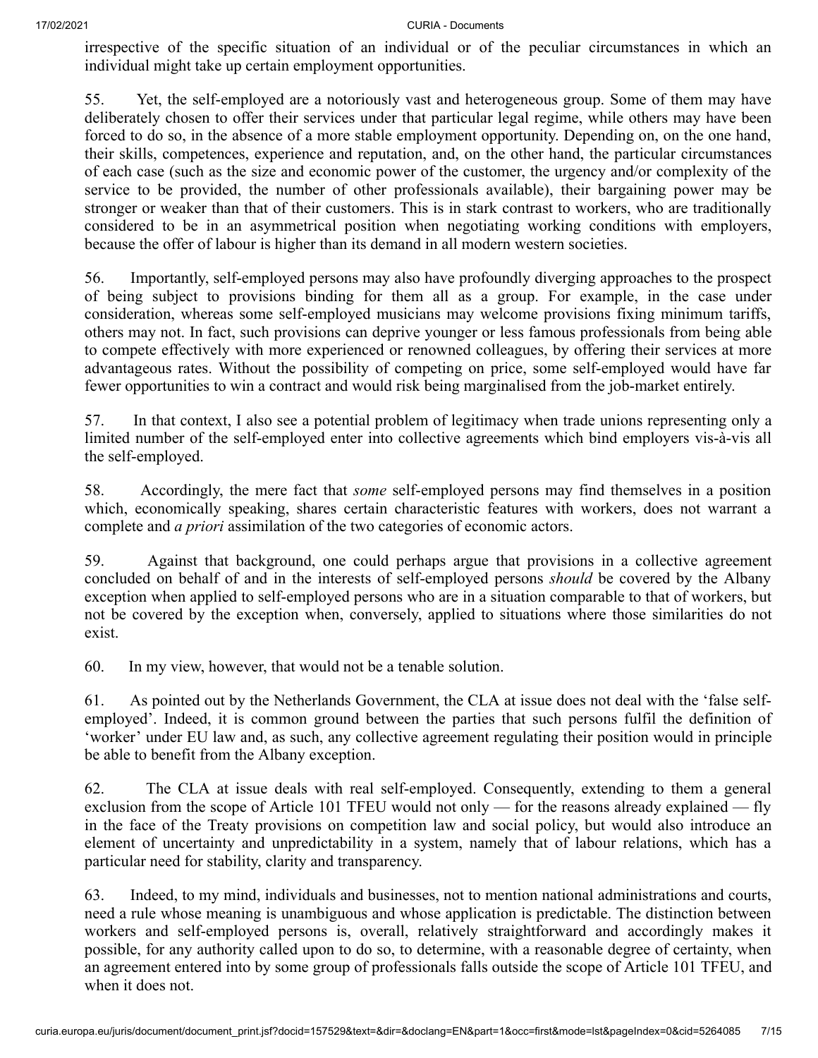irrespective of the specific situation of an individual or of the peculiar circumstances in which an individual might take up certain employment opportunities.

55. Yet, the self-employed are a notoriously vast and heterogeneous group. Some of them may have deliberately chosen to offer their services under that particular legal regime, while others may have been forced to do so, in the absence of a more stable employment opportunity. Depending on, on the one hand, their skills, competences, experience and reputation, and, on the other hand, the particular circumstances of each case (such as the size and economic power of the customer, the urgency and/or complexity of the service to be provided, the number of other professionals available), their bargaining power may be stronger or weaker than that of their customers. This is in stark contrast to workers, who are traditionally considered to be in an asymmetrical position when negotiating working conditions with employers, because the offer of labour is higher than its demand in all modern western societies.

56. Importantly, self-employed persons may also have profoundly diverging approaches to the prospect of being subject to provisions binding for them all as a group. For example, in the case under consideration, whereas some self-employed musicians may welcome provisions fixing minimum tariffs, others may not. In fact, such provisions can deprive younger or less famous professionals from being able to compete effectively with more experienced or renowned colleagues, by offering their services at more advantageous rates. Without the possibility of competing on price, some self-employed would have far fewer opportunities to win a contract and would risk being marginalised from the job-market entirely.

57. In that context, I also see a potential problem of legitimacy when trade unions representing only a limited number of the self-employed enter into collective agreements which bind employers vis-à-vis all the self-employed.

58. Accordingly, the mere fact that *some* self-employed persons may find themselves in a position which, economically speaking, shares certain characteristic features with workers, does not warrant a complete and *a priori* assimilation of the two categories of economic actors.

59. Against that background, one could perhaps argue that provisions in a collective agreement concluded on behalf of and in the interests of self-employed persons *should* be covered by the Albany exception when applied to self-employed persons who are in a situation comparable to that of workers, but not be covered by the exception when, conversely, applied to situations where those similarities do not exist.

60. In my view, however, that would not be a tenable solution.

61. As pointed out by the Netherlands Government, the CLA at issue does not deal with the 'false self-employed'. Indeed, it is common ground between the parties that such persons fulfil the definition of 'worker' under EU law and, as such, any collective agreement regulating their position would in principle be able to benefit from the Albany exception.

62. The CLA at issue deals with real self-employed. Consequently, extending to them a general exclusion from the scope of Article 101 TFEU would not only — for the reasons already explained — fly in the face of the Treaty provisions on competition law and social policy, but would also introduce an element of uncertainty and unpredictability in a system, namely that of labour relations, which has a particular need for stability, clarity and transparency.

63. Indeed, to my mind, individuals and businesses, not to mention national administrations and courts, need a rule whose meaning is unambiguous and whose application is predictable. The distinction between workers and self-employed persons is, overall, relatively straightforward and accordingly makes it possible, for any authority called upon to do so, to determine, with a reasonable degree of certainty, when an agreement entered into by some group of professionals falls outside the scope of Article 101 TFEU, and when it does not.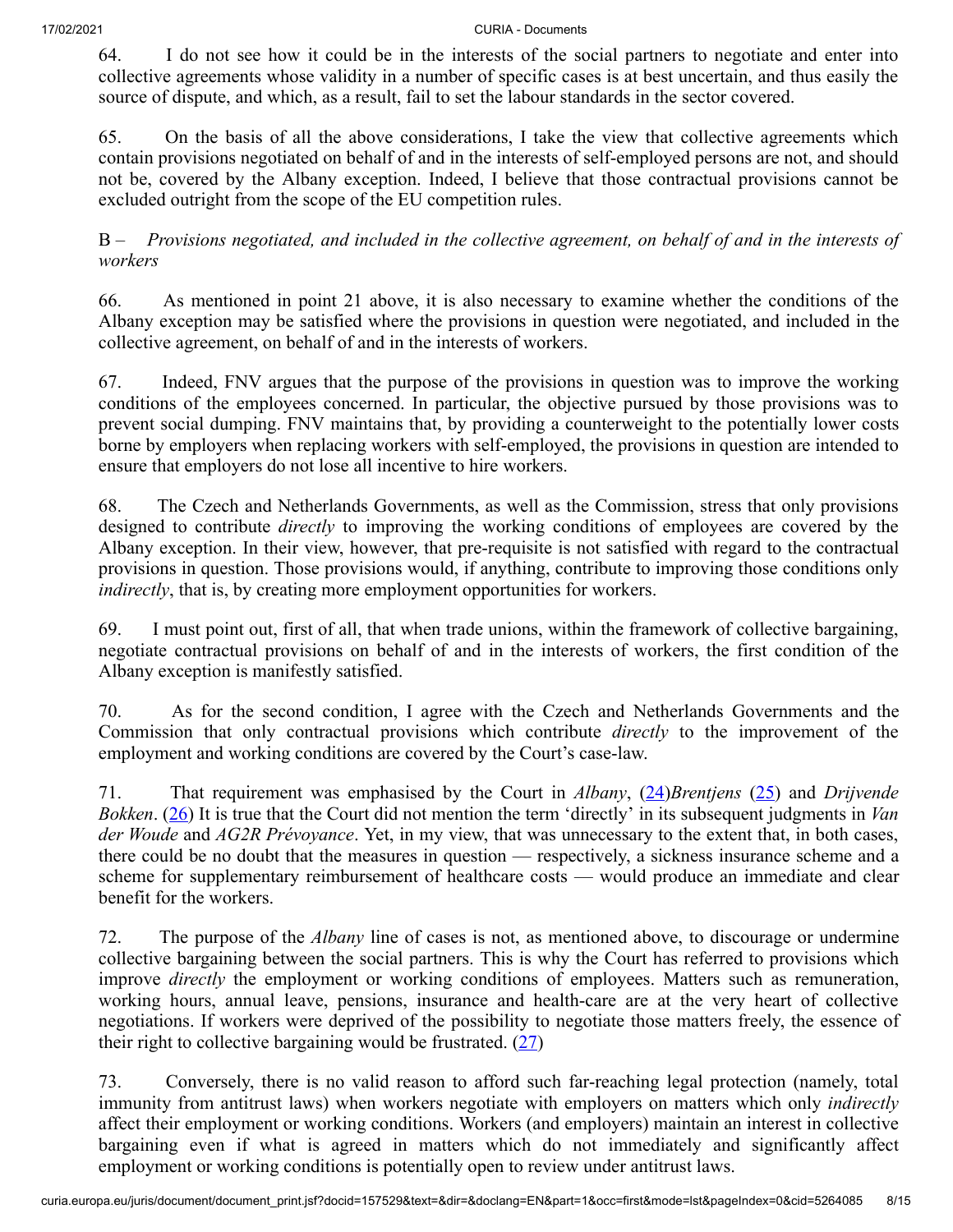64. I do not see how it could be in the interests of the social partners to negotiate and enter into collective agreements whose validity in a number of specific cases is at best uncertain, and thus easily the source of dispute, and which, as a result, fail to set the labour standards in the sector covered.

65. On the basis of all the above considerations, I take the view that collective agreements which contain provisions negotiated on behalf of and in the interests of self-employed persons are not, and should not be, covered by the Albany exception. Indeed, I believe that those contractual provisions cannot be excluded outright from the scope of the EU competition rules.

B – *Provisions negotiated, and included in the collective agreement, on behalf of and in the interests of workers*

66. As mentioned in point 21 above, it is also necessary to examine whether the conditions of the Albany exception may be satisfied where the provisions in question were negotiated, and included in the collective agreement, on behalf of and in the interests of workers.

67. Indeed, FNV argues that the purpose of the provisions in question was to improve the working conditions of the employees concerned. In particular, the objective pursued by those provisions was to prevent social dumping. FNV maintains that, by providing a counterweight to the potentially lower costs borne by employers when replacing workers with self-employed, the provisions in question are intended to ensure that employers do not lose all incentive to hire workers.

68. The Czech and Netherlands Governments, as well as the Commission, stress that only provisions designed to contribute *directly* to improving the working conditions of employees are covered by the Albany exception. In their view, however, that pre-requisite is not satisfied with regard to the contractual provisions in question. Those provisions would, if anything, contribute to improving those conditions only *indirectly*, that is, by creating more employment opportunities for workers.

69. I must point out, first of all, that when trade unions, within the framework of collective bargaining, negotiate contractual provisions on behalf of and in the interests of workers, the first condition of the Albany exception is manifestly satisfied.

70. As for the second condition, I agree with the Czech and Netherlands Governments and the Commission that only contractual provisions which contribute *directly* to the improvement of the employment and working conditions are covered by the Court's case-law.

71. That requirement was emphasised by the Court in *Albany*, (24)*Brentjens* (25) and *Drijvende Bokken*. (26) It is true that the Court did not mention the term 'directly' in its subsequent judgments in *Van der Woude* and *AG2R Prévoyance*. Yet, in my view, that was unnecessary to the extent that, in both cases, there could be no doubt that the measures in question — respectively, a sickness insurance scheme and a scheme for supplementary reimbursement of healthcare costs — would produce an immediate and clear benefit for the workers.

72. The purpose of the *Albany* line of cases is not, as mentioned above, to discourage or undermine collective bargaining between the social partners. This is why the Court has referred to provisions which improve *directly* the employment or working conditions of employees. Matters such as remuneration, working hours, annual leave, pensions, insurance and health-care are at the very heart of collective negotiations. If workers were deprived of the possibility to negotiate those matters freely, the essence of their right to collective bargaining would be frustrated. (27)

73. Conversely, there is no valid reason to afford such far-reaching legal protection (namely, total immunity from antitrust laws) when workers negotiate with employers on matters which only *indirectly* affect their employment or working conditions. Workers (and employers) maintain an interest in collective bargaining even if what is agreed in matters which do not immediately and significantly affect employment or working conditions is potentially open to review under antitrust laws.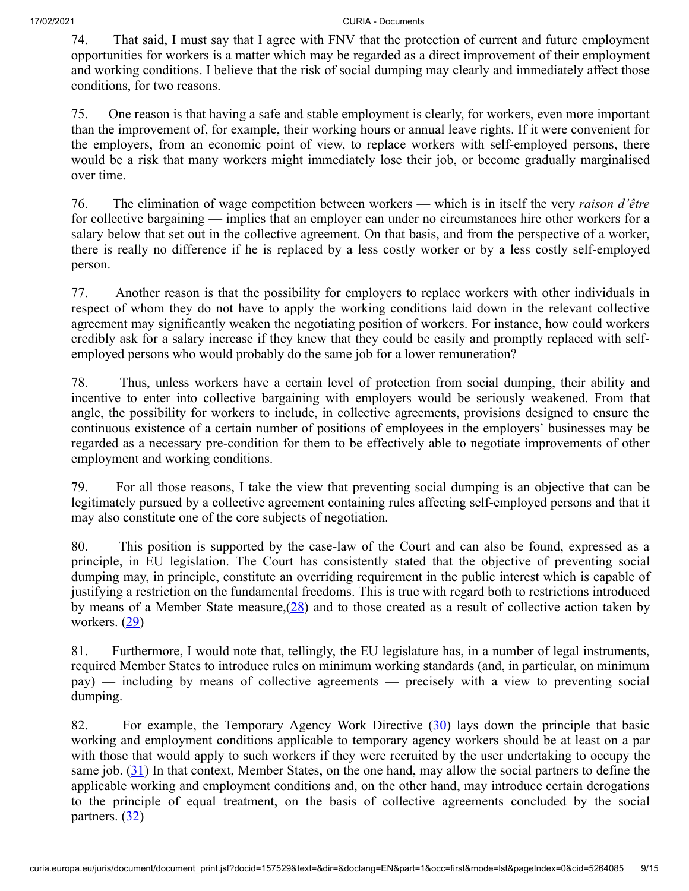74. That said, I must say that I agree with FNV that the protection of current and future employment opportunities for workers is a matter which may be regarded as a direct improvement of their employment and working conditions. I believe that the risk of social dumping may clearly and immediately affect those conditions, for two reasons.

75. One reason is that having a safe and stable employment is clearly, for workers, even more important than the improvement of, for example, their working hours or annual leave rights. If it were convenient for the employers, from an economic point of view, to replace workers with self-employed persons, there would be a risk that many workers might immediately lose their job, or become gradually marginalised over time.

76. The elimination of wage competition between workers — which is in itself the very *raison d'être* for collective bargaining — implies that an employer can under no circumstances hire other workers for a salary below that set out in the collective agreement. On that basis, and from the perspective of a worker, there is really no difference if he is replaced by a less costly worker or by a less costly self-employed person.

77. Another reason is that the possibility for employers to replace workers with other individuals in respect of whom they do not have to apply the working conditions laid down in the relevant collective agreement may significantly weaken the negotiating position of workers. For instance, how could workers credibly ask for a salary increase if they knew that they could be easily and promptly replaced with self-employed persons who would probably do the same job for a lower remuneration?

78. Thus, unless workers have a certain level of protection from social dumping, their ability and incentive to enter into collective bargaining with employers would be seriously weakened. From that angle, the possibility for workers to include, in collective agreements, provisions designed to ensure the continuous existence of a certain number of positions of employees in the employers' businesses may be regarded as a necessary pre-condition for them to be effectively able to negotiate improvements of other employment and working conditions.

79. For all those reasons, I take the view that preventing social dumping is an objective that can be legitimately pursued by a collective agreement containing rules affecting self-employed persons and that it may also constitute one of the core subjects of negotiation.

80. This position is supported by the case-law of the Court and can also be found, expressed as a principle, in EU legislation. The Court has consistently stated that the objective of preventing social dumping may, in principle, constitute an overriding requirement in the public interest which is capable of justifying a restriction on the fundamental freedoms. This is true with regard both to restrictions introduced by means of a Member State measure,(28) and to those created as a result of collective action taken by workers. (29)

81. Furthermore, I would note that, tellingly, the EU legislature has, in a number of legal instruments, required Member States to introduce rules on minimum working standards (and, in particular, on minimum pay) — including by means of collective agreements — precisely with a view to preventing social dumping.

82. For example, the Temporary Agency Work Directive (30) lays down the principle that basic working and employment conditions applicable to temporary agency workers should be at least on a par with those that would apply to such workers if they were recruited by the user undertaking to occupy the same job. (31) In that context, Member States, on the one hand, may allow the social partners to define the applicable working and employment conditions and, on the other hand, may introduce certain derogations to the principle of equal treatment, on the basis of collective agreements concluded by the social partners. (32)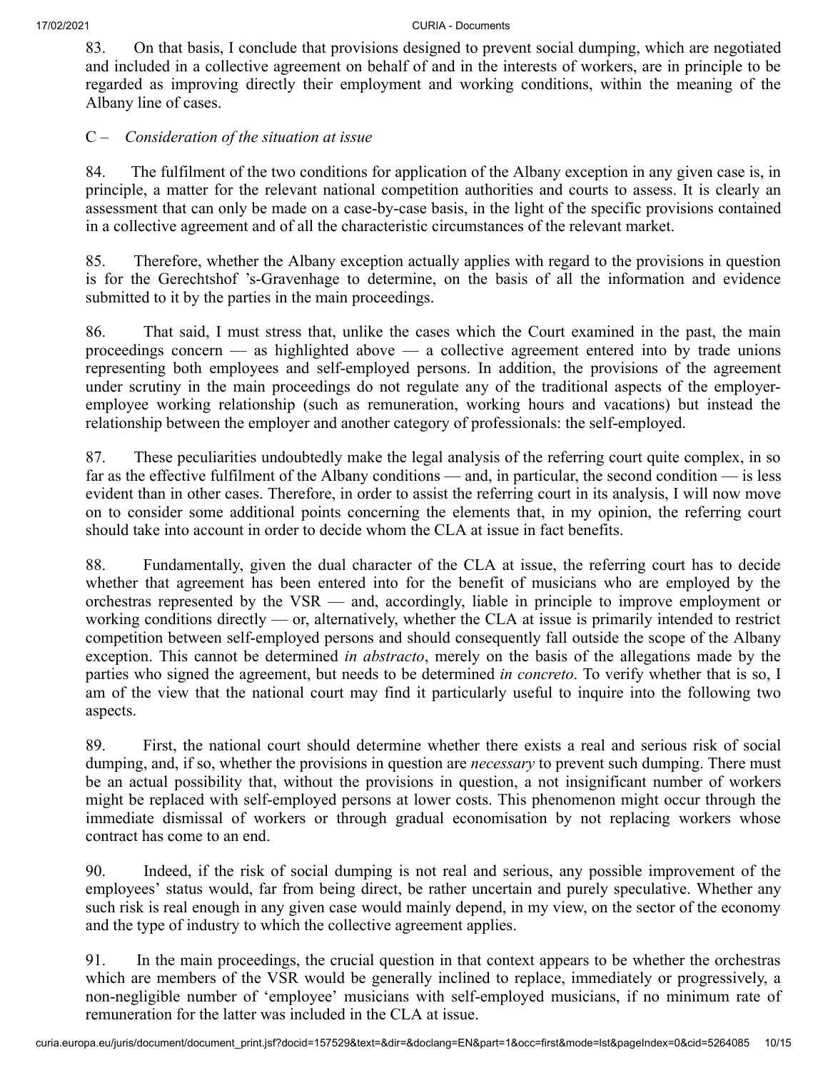83. On that basis, I conclude that provisions designed to prevent social dumping, which are negotiated and included in a collective agreement on behalf of and in the interests of workers, are in principle to be regarded as improving directly their employment and working conditions, within the meaning of the Albany line of cases.

C – *Consideration of the situation at issue*

84. The fulfilment of the two conditions for application of the Albany exception in any given case is, in principle, a matter for the relevant national competition authorities and courts to assess. It is clearly an assessment that can only be made on a case-by-case basis, in the light of the specific provisions contained in a collective agreement and of all the characteristic circumstances of the relevant market.

85. Therefore, whether the Albany exception actually applies with regard to the provisions in question is for the Gerechtshof 's-Gravenhage to determine, on the basis of all the information and evidence submitted to it by the parties in the main proceedings.

86. That said, I must stress that, unlike the cases which the Court examined in the past, the main proceedings concern — as highlighted above — a collective agreement entered into by trade unions representing both employees and self-employed persons. In addition, the provisions of the agreement under scrutiny in the main proceedings do not regulate any of the traditional aspects of the employer-employee working relationship (such as remuneration, working hours and vacations) but instead the relationship between the employer and another category of professionals: the self-employed.

87. These peculiarities undoubtedly make the legal analysis of the referring court quite complex, in so far as the effective fulfilment of the Albany conditions — and, in particular, the second condition — is less evident than in other cases. Therefore, in order to assist the referring court in its analysis, I will now move on to consider some additional points concerning the elements that, in my opinion, the referring court should take into account in order to decide whom the CLA at issue in fact benefits.

88. Fundamentally, given the dual character of the CLA at issue, the referring court has to decide whether that agreement has been entered into for the benefit of musicians who are employed by the orchestras represented by the VSR — and, accordingly, liable in principle to improve employment or working conditions directly — or, alternatively, whether the CLA at issue is primarily intended to restrict competition between self-employed persons and should consequently fall outside the scope of the Albany exception. This cannot be determined *in abstracto*, merely on the basis of the allegations made by the parties who signed the agreement, but needs to be determined *in concreto*. To verify whether that is so, I am of the view that the national court may find it particularly useful to inquire into the following two aspects.

89. First, the national court should determine whether there exists a real and serious risk of social dumping, and, if so, whether the provisions in question are *necessary* to prevent such dumping. There must be an actual possibility that, without the provisions in question, a not insignificant number of workers might be replaced with self-employed persons at lower costs. This phenomenon might occur through the immediate dismissal of workers or through gradual economisation by not replacing workers whose contract has come to an end.

90. Indeed, if the risk of social dumping is not real and serious, any possible improvement of the employees' status would, far from being direct, be rather uncertain and purely speculative. Whether any such risk is real enough in any given case would mainly depend, in my view, on the sector of the economy and the type of industry to which the collective agreement applies.

91. In the main proceedings, the crucial question in that context appears to be whether the orchestras which are members of the VSR would be generally inclined to replace, immediately or progressively, a non-negligible number of 'employee' musicians with self-employed musicians, if no minimum rate of remuneration for the latter was included in the CLA at issue.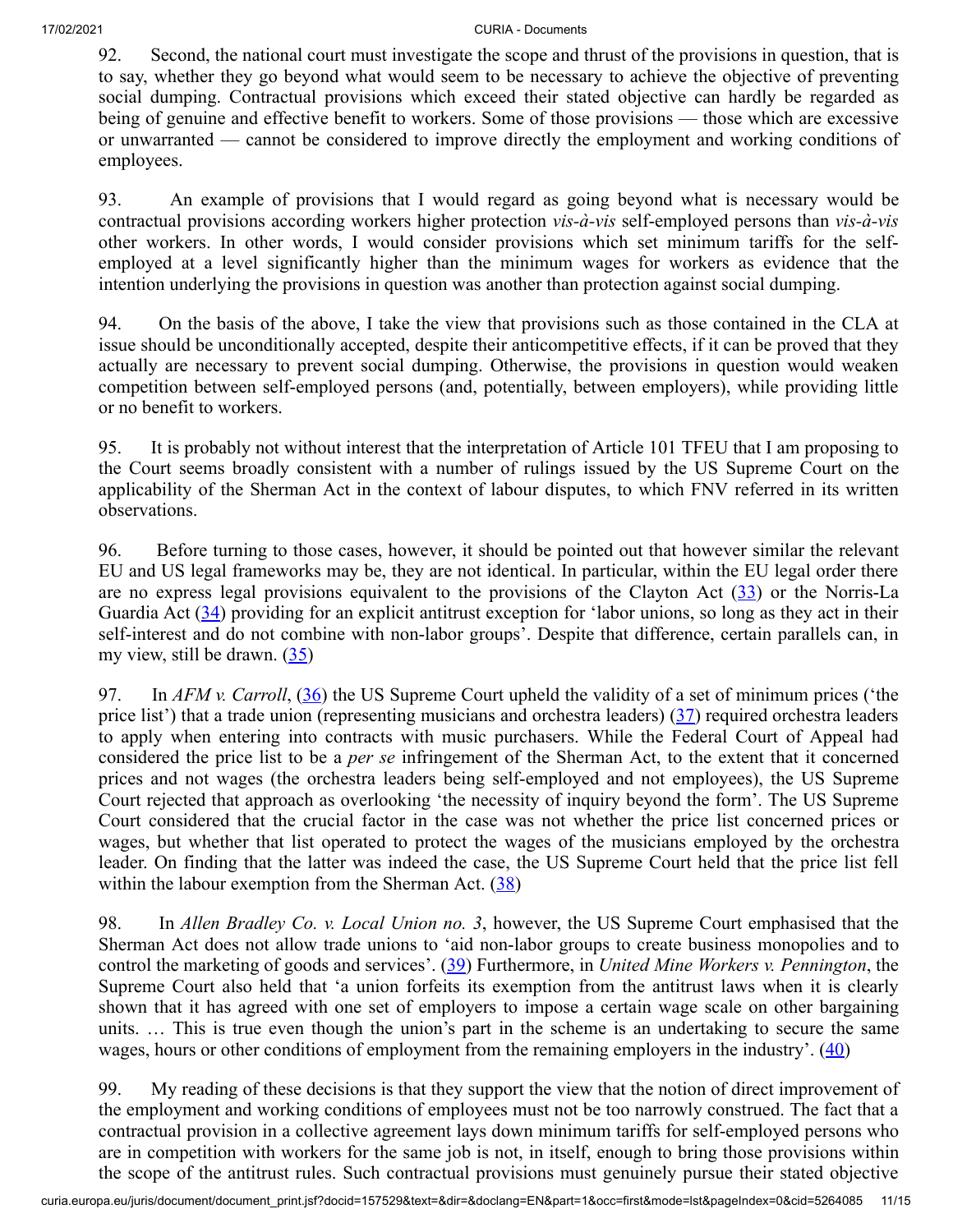92. Second, the national court must investigate the scope and thrust of the provisions in question, that is to say, whether they go beyond what would seem to be necessary to achieve the objective of preventing social dumping. Contractual provisions which exceed their stated objective can hardly be regarded as being of genuine and effective benefit to workers. Some of those provisions — those which are excessive or unwarranted — cannot be considered to improve directly the employment and working conditions of employees.

93. An example of provisions that I would regard as going beyond what is necessary would be contractual provisions according workers higher protection *vis-à-vis* self-employed persons than *vis-à-vis* other workers. In other words, I would consider provisions which set minimum tariffs for the self-employed at a level significantly higher than the minimum wages for workers as evidence that the intention underlying the provisions in question was another than protection against social dumping.

94. On the basis of the above, I take the view that provisions such as those contained in the CLA at issue should be unconditionally accepted, despite their anticompetitive effects, if it can be proved that they actually are necessary to prevent social dumping. Otherwise, the provisions in question would weaken competition between self-employed persons (and, potentially, between employers), while providing little or no benefit to workers.

95. It is probably not without interest that the interpretation of Article 101 TFEU that I am proposing to the Court seems broadly consistent with a number of rulings issued by the US Supreme Court on the applicability of the Sherman Act in the context of labour disputes, to which FNV referred in its written observations.

96. Before turning to those cases, however, it should be pointed out that however similar the relevant EU and US legal frameworks may be, they are not identical. In particular, within the EU legal order there are no express legal provisions equivalent to the provisions of the Clayton Act (33) or the Norris-La Guardia Act (34) providing for an explicit antitrust exception for 'labor unions, so long as they act in their self-interest and do not combine with non-labor groups'. Despite that difference, certain parallels can, in my view, still be drawn. (35)

97. In *AFM v. Carroll*, (36) the US Supreme Court upheld the validity of a set of minimum prices ('the price list') that a trade union (representing musicians and orchestra leaders) (37) required orchestra leaders to apply when entering into contracts with music purchasers. While the Federal Court of Appeal had considered the price list to be a *per se* infringement of the Sherman Act, to the extent that it concerned prices and not wages (the orchestra leaders being self-employed and not employees), the US Supreme Court rejected that approach as overlooking 'the necessity of inquiry beyond the form'. The US Supreme Court considered that the crucial factor in the case was not whether the price list concerned prices or wages, but whether that list operated to protect the wages of the musicians employed by the orchestra leader. On finding that the latter was indeed the case, the US Supreme Court held that the price list fell within the labour exemption from the Sherman Act. (38)

98. In *Allen Bradley Co. v. Local Union no. 3*, however, the US Supreme Court emphasised that the Sherman Act does not allow trade unions to 'aid non-labor groups to create business monopolies and to control the marketing of goods and services'. (39) Furthermore, in *United Mine Workers v. Pennington*, the Supreme Court also held that 'a union forfeits its exemption from the antitrust laws when it is clearly shown that it has agreed with one set of employers to impose a certain wage scale on other bargaining units. … This is true even though the union's part in the scheme is an undertaking to secure the same wages, hours or other conditions of employment from the remaining employers in the industry'. (40)

99. My reading of these decisions is that they support the view that the notion of direct improvement of the employment and working conditions of employees must not be too narrowly construed. The fact that a contractual provision in a collective agreement lays down minimum tariffs for self-employed persons who are in competition with workers for the same job is not, in itself, enough to bring those provisions within the scope of the antitrust rules. Such contractual provisions must genuinely pursue their stated objective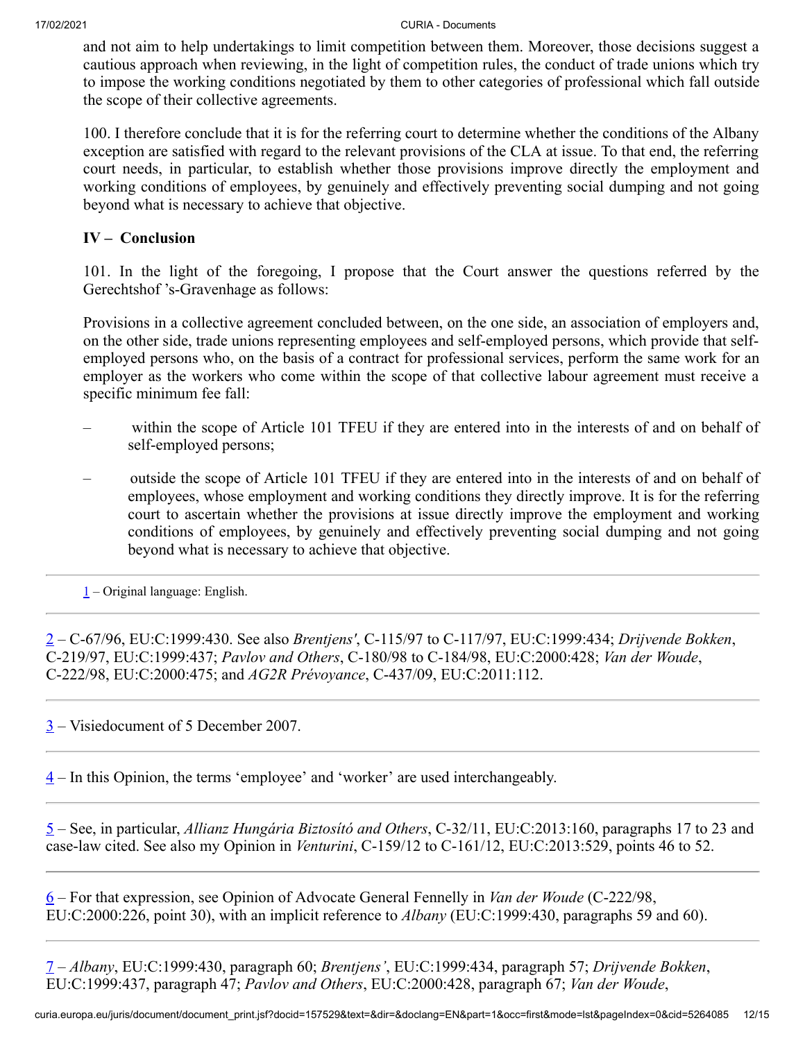and not aim to help undertakings to limit competition between them. Moreover, those decisions suggest a cautious approach when reviewing, in the light of competition rules, the conduct of trade unions which try to impose the working conditions negotiated by them to other categories of professional which fall outside the scope of their collective agreements.

100. I therefore conclude that it is for the referring court to determine whether the conditions of the Albany exception are satisfied with regard to the relevant provisions of the CLA at issue. To that end, the referring court needs, in particular, to establish whether those provisions improve directly the employment and working conditions of employees, by genuinely and effectively preventing social dumping and not going beyond what is necessary to achieve that objective.

## IV – Conclusion

101. In the light of the foregoing, I propose that the Court answer the questions referred by the Gerechtshof 's-Gravenhage as follows:

Provisions in a collective agreement concluded between, on the one side, an association of employers and, on the other side, trade unions representing employees and self-employed persons, which provide that self-employed persons who, on the basis of a contract for professional services, perform the same work for an employer as the workers who come within the scope of that collective labour agreement must receive a specific minimum fee fall:

– within the scope of Article 101 TFEU if they are entered into in the interests of and on behalf of self-employed persons;

– outside the scope of Article 101 TFEU if they are entered into in the interests of and on behalf of employees, whose employment and working conditions they directly improve. It is for the referring court to ascertain whether the provisions at issue directly improve the employment and working conditions of employees, by genuinely and effectively preventing social dumping and not going beyond what is necessary to achieve that objective.

---

1 – Original language: English.

---

2 – C-67/96, EU:C:1999:430. See also *Brentjens'*, C-115/97 to C-117/97, EU:C:1999:434; *Drijvende Bokken*, C-219/97, EU:C:1999:437; *Pavlov and Others*, C-180/98 to C-184/98, EU:C:2000:428; *Van der Woude*, C-222/98, EU:C:2000:475; and *AG2R Prévoyance*, C-437/09, EU:C:2011:112.

---

3 – Visiedocument of 5 December 2007.

---

4 – In this Opinion, the terms 'employee' and 'worker' are used interchangeably.

---

5 – See, in particular, *Allianz Hungária Biztosító and Others*, C-32/11, EU:C:2013:160, paragraphs 17 to 23 and case-law cited. See also my Opinion in *Venturini*, C-159/12 to C-161/12, EU:C:2013:529, points 46 to 52.

---

6 – For that expression, see Opinion of Advocate General Fennelly in *Van der Woude* (C-222/98, EU:C:2000:226, point 30), with an implicit reference to *Albany* (EU:C:1999:430, paragraphs 59 and 60).

---

7 – *Albany*, EU:C:1999:430, paragraph 60; *Brentjens'*, EU:C:1999:434, paragraph 57; *Drijvende Bokken*, EU:C:1999:437, paragraph 47; *Pavlov and Others*, EU:C:2000:428, paragraph 67; *Van der Woude*,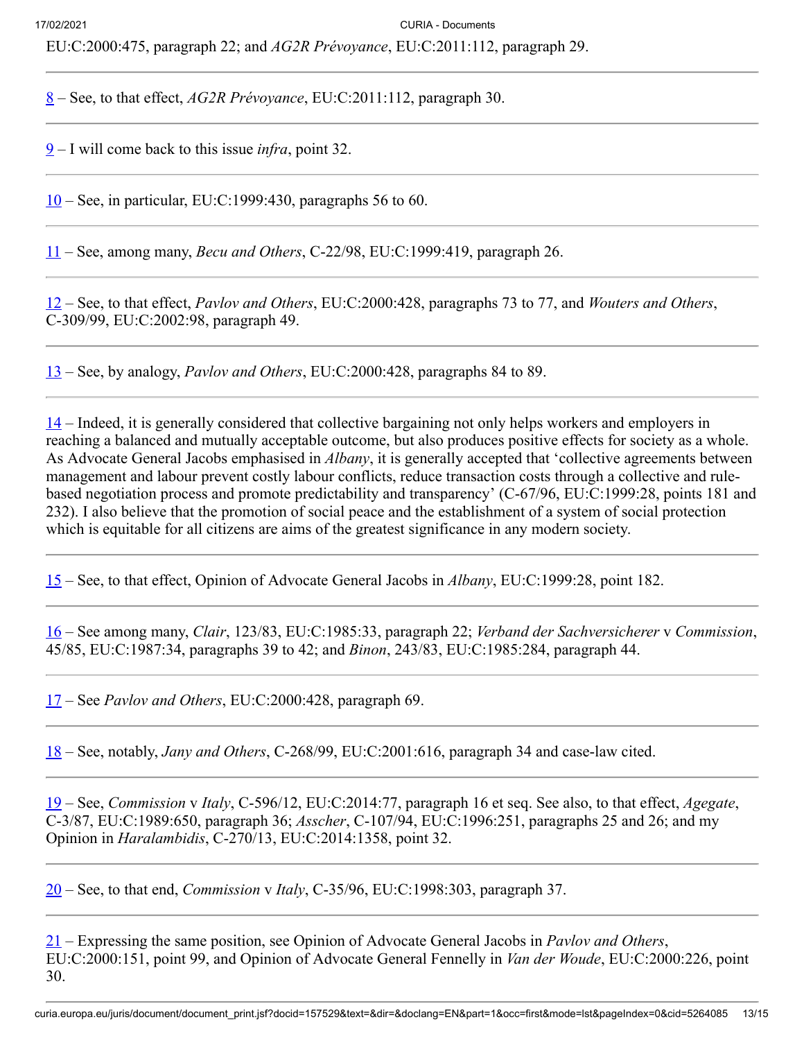EU:C:2000:475, paragraph 22; and *AG2R Prévoyance*, EU:C:2011:112, paragraph 29.

---

8 – See, to that effect, *AG2R Prévoyance*, EU:C:2011:112, paragraph 30.

---

9 – I will come back to this issue *infra*, point 32.

---

10 – See, in particular, EU:C:1999:430, paragraphs 56 to 60.

---

11 – See, among many, *Becu and Others*, C-22/98, EU:C:1999:419, paragraph 26.

---

12 – See, to that effect, *Pavlov and Others*, EU:C:2000:428, paragraphs 73 to 77, and *Wouters and Others*, C-309/99, EU:C:2002:98, paragraph 49.

---

13 – See, by analogy, *Pavlov and Others*, EU:C:2000:428, paragraphs 84 to 89.

---

14 – Indeed, it is generally considered that collective bargaining not only helps workers and employers in reaching a balanced and mutually acceptable outcome, but also produces positive effects for society as a whole. As Advocate General Jacobs emphasised in *Albany*, it is generally accepted that 'collective agreements between management and labour prevent costly labour conflicts, reduce transaction costs through a collective and rule-based negotiation process and promote predictability and transparency' (C-67/96, EU:C:1999:28, points 181 and 232). I also believe that the promotion of social peace and the establishment of a system of social protection which is equitable for all citizens are aims of the greatest significance in any modern society.

---

15 – See, to that effect, Opinion of Advocate General Jacobs in *Albany*, EU:C:1999:28, point 182.

---

16 – See among many, *Clair*, 123/83, EU:C:1985:33, paragraph 22; *Verband der Sachversicherer* v *Commission*, 45/85, EU:C:1987:34, paragraphs 39 to 42; and *Binon*, 243/83, EU:C:1985:284, paragraph 44.

---

17 – See *Pavlov and Others*, EU:C:2000:428, paragraph 69.

---

18 – See, notably, *Jany and Others*, C-268/99, EU:C:2001:616, paragraph 34 and case-law cited.

---

19 – See, *Commission* v *Italy*, C-596/12, EU:C:2014:77, paragraph 16 et seq. See also, to that effect, *Agegate*, C-3/87, EU:C:1989:650, paragraph 36; *Asscher*, C-107/94, EU:C:1996:251, paragraphs 25 and 26; and my Opinion in *Haralambidis*, C-270/13, EU:C:2014:1358, point 32.

---

20 – See, to that end, *Commission* v *Italy*, C-35/96, EU:C:1998:303, paragraph 37.

---

21 – Expressing the same position, see Opinion of Advocate General Jacobs in *Pavlov and Others*, EU:C:2000:151, point 99, and Opinion of Advocate General Fennelly in *Van der Woude*, EU:C:2000:226, point 30.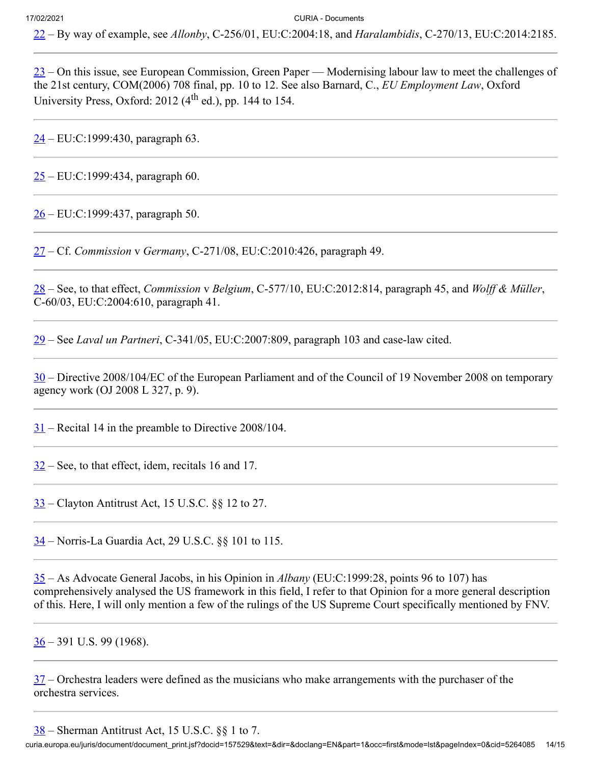22 – By way of example, see *Allonby*, C-256/01, EU:C:2004:18, and *Haralambidis*, C-270/13, EU:C:2014:2185.

---

23 – On this issue, see European Commission, Green Paper — Modernising labour law to meet the challenges of the 21st century, COM(2006) 708 final, pp. 10 to 12. See also Barnard, C., *EU Employment Law*, Oxford University Press, Oxford: 2012 (4th ed.), pp. 144 to 154.

---

24 – EU:C:1999:430, paragraph 63.

---

25 – EU:C:1999:434, paragraph 60.

---

26 – EU:C:1999:437, paragraph 50.

---

27 – Cf. *Commission* v *Germany*, C-271/08, EU:C:2010:426, paragraph 49.

---

28 – See, to that effect, *Commission* v *Belgium*, C-577/10, EU:C:2012:814, paragraph 45, and *Wolff & Müller*, C-60/03, EU:C:2004:610, paragraph 41.

---

29 – See *Laval un Partneri*, C-341/05, EU:C:2007:809, paragraph 103 and case-law cited.

---

30 – Directive 2008/104/EC of the European Parliament and of the Council of 19 November 2008 on temporary agency work (OJ 2008 L 327, p. 9).

---

31 – Recital 14 in the preamble to Directive 2008/104.

---

32 – See, to that effect, idem, recitals 16 and 17.

---

33 – Clayton Antitrust Act, 15 U.S.C. §§ 12 to 27.

---

34 – Norris-La Guardia Act, 29 U.S.C. §§ 101 to 115.

---

35 – As Advocate General Jacobs, in his Opinion in *Albany* (EU:C:1999:28, points 96 to 107) has comprehensively analysed the US framework in this field, I refer to that Opinion for a more general description of this. Here, I will only mention a few of the rulings of the US Supreme Court specifically mentioned by FNV.

---

36 – 391 U.S. 99 (1968).

---

37 – Orchestra leaders were defined as the musicians who make arrangements with the purchaser of the orchestra services.

---

38 – Sherman Antitrust Act, 15 U.S.C. §§ 1 to 7.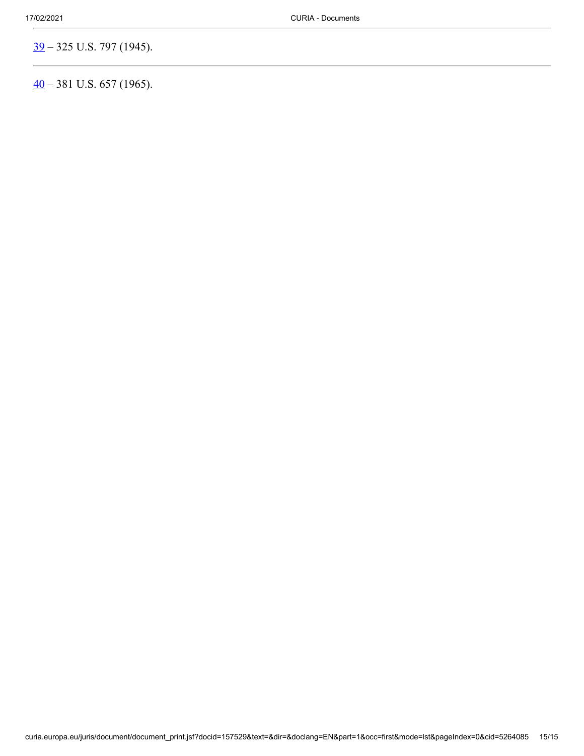39 – 325 U.S. 797 (1945).

---

40 – 381 U.S. 657 (1965).